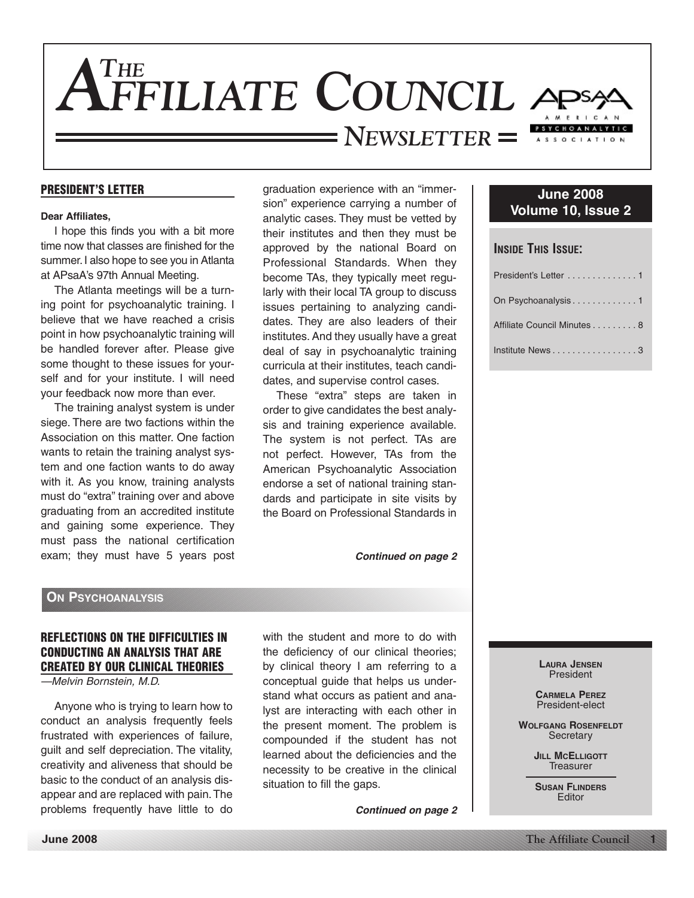# The Affiliate Council Newsletter

**June 2008**
**Volume 10, Issue 2**

**Inside This Issue:**

- President's Letter . . . . . . . . . . . . . . 1
- On Psychoanalysis . . . . . . . . . . . . . 1
- Affiliate Council Minutes . . . . . . . . . 8
- Institute News . . . . . . . . . . . . . . . . . 3

## PRESIDENT'S LETTER

**Dear Affiliates,**

I hope this finds you with a bit more time now that classes are finished for the summer. I also hope to see you in Atlanta at APsaA's 97th Annual Meeting.

The Atlanta meetings will be a turning point for psychoanalytic training. I believe that we have reached a crisis point in how psychoanalytic training will be handled forever after. Please give some thought to these issues for yourself and for your institute. I will need your feedback now more than ever.

The training analyst system is under siege. There are two factions within the Association on this matter. One faction wants to retain the training analyst system and one faction wants to do away with it. As you know, training analysts must do "extra" training over and above graduating from an accredited institute and gaining some experience. They must pass the national certification exam; they must have 5 years post graduation experience with an "immersion" experience carrying a number of analytic cases. They must be vetted by their institutes and then they must be approved by the national Board on Professional Standards. When they become TAs, they typically meet regularly with their local TA group to discuss issues pertaining to analyzing candidates. They are also leaders of their institutes. And they usually have a great deal of say in psychoanalytic training curricula at their institutes, teach candidates, and supervise control cases.

These "extra" steps are taken in order to give candidates the best analysis and training experience available. The system is not perfect. TAs are not perfect. However, TAs from the American Psychoanalytic Association endorse a set of national training standards and participate in site visits by the Board on Professional Standards in

***Continued on page 2***

## On Psychoanalysis

### REFLECTIONS ON THE DIFFICULTIES IN CONDUCTING AN ANALYSIS THAT ARE CREATED BY OUR CLINICAL THEORIES

*—Melvin Bornstein, M.D.*

Anyone who is trying to learn how to conduct an analysis frequently feels frustrated with experiences of failure, guilt and self depreciation. The vitality, creativity and aliveness that should be basic to the conduct of an analysis disappear and are replaced with pain. The problems frequently have little to do with the student and more to do with the deficiency of our clinical theories; by clinical theory I am referring to a conceptual guide that helps us understand what occurs as patient and analyst are interacting with each other in the present moment. The problem is compounded if the student has not learned about the deficiencies and the necessity to be creative in the clinical situation to fill the gaps.

***Continued on page 2***

**Laura Jensen**
President

**Carmela Perez**
President-elect

**Wolfgang Rosenfeldt**
Secretary

**Jill McElligott**
Treasurer

**Susan Flinders**
Editor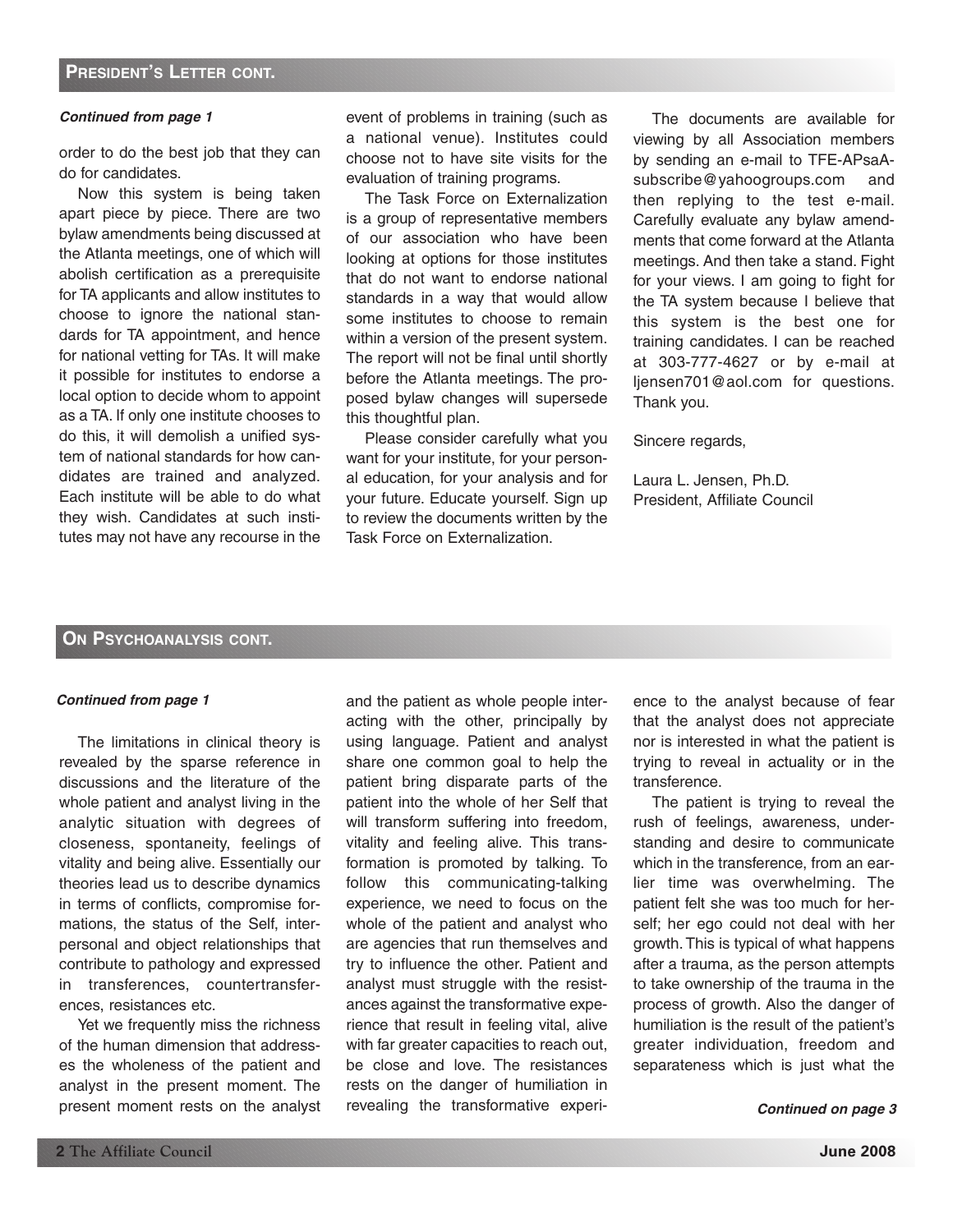## President's Letter cont.

***Continued from page 1***

order to do the best job that they can do for candidates.

Now this system is being taken apart piece by piece. There are two bylaw amendments being discussed at the Atlanta meetings, one of which will abolish certification as a prerequisite for TA applicants and allow institutes to choose to ignore the national standards for TA appointment, and hence for national vetting for TAs. It will make it possible for institutes to endorse a local option to decide whom to appoint as a TA. If only one institute chooses to do this, it will demolish a unified system of national standards for how candidates are trained and analyzed. Each institute will be able to do what they wish. Candidates at such institutes may not have any recourse in the event of problems in training (such as a national venue). Institutes could choose not to have site visits for the evaluation of training programs.

The Task Force on Externalization is a group of representative members of our association who have been looking at options for those institutes that do not want to endorse national standards in a way that would allow some institutes to choose to remain within a version of the present system. The report will not be final until shortly before the Atlanta meetings. The proposed bylaw changes will supersede this thoughtful plan.

Please consider carefully what you want for your institute, for your personal education, for your analysis and for your future. Educate yourself. Sign up to review the documents written by the Task Force on Externalization.

The documents are available for viewing by all Association members by sending an e-mail to TFE-APsaA-subscribe@yahoogroups.com and then replying to the test e-mail. Carefully evaluate any bylaw amendments that come forward at the Atlanta meetings. And then take a stand. Fight for your views. I am going to fight for the TA system because I believe that this system is the best one for training candidates. I can be reached at 303-777-4627 or by e-mail at ljensen701@aol.com for questions. Thank you.

Sincere regards,

Laura L. Jensen, Ph.D.
President, Affiliate Council

## On Psychoanalysis cont.

***Continued from page 1***

The limitations in clinical theory is revealed by the sparse reference in discussions and the literature of the whole patient and analyst living in the analytic situation with degrees of closeness, spontaneity, feelings of vitality and being alive. Essentially our theories lead us to describe dynamics in terms of conflicts, compromise formations, the status of the Self, interpersonal and object relationships that contribute to pathology and expressed in transferences, countertransferences, resistances etc.

Yet we frequently miss the richness of the human dimension that addresses the wholeness of the patient and analyst in the present moment. The present moment rests on the analyst and the patient as whole people interacting with the other, principally by using language. Patient and analyst share one common goal to help the patient bring disparate parts of the patient into the whole of her Self that will transform suffering into freedom, vitality and feeling alive. This transformation is promoted by talking. To follow this communicating-talking experience, we need to focus on the whole of the patient and analyst who are agencies that run themselves and try to influence the other. Patient and analyst must struggle with the resistances against the transformative experience that result in feeling vital, alive with far greater capacities to reach out, be close and love. The resistances rests on the danger of humiliation in revealing the transformative experience to the analyst because of fear that the analyst does not appreciate nor is interested in what the patient is trying to reveal in actuality or in the transference.

The patient is trying to reveal the rush of feelings, awareness, understanding and desire to communicate which in the transference, from an earlier time was overwhelming. The patient felt she was too much for herself; her ego could not deal with her growth. This is typical of what happens after a trauma, as the person attempts to take ownership of the trauma in the process of growth. Also the danger of humiliation is the result of the patient's greater individuation, freedom and separateness which is just what the

***Continued on page 3***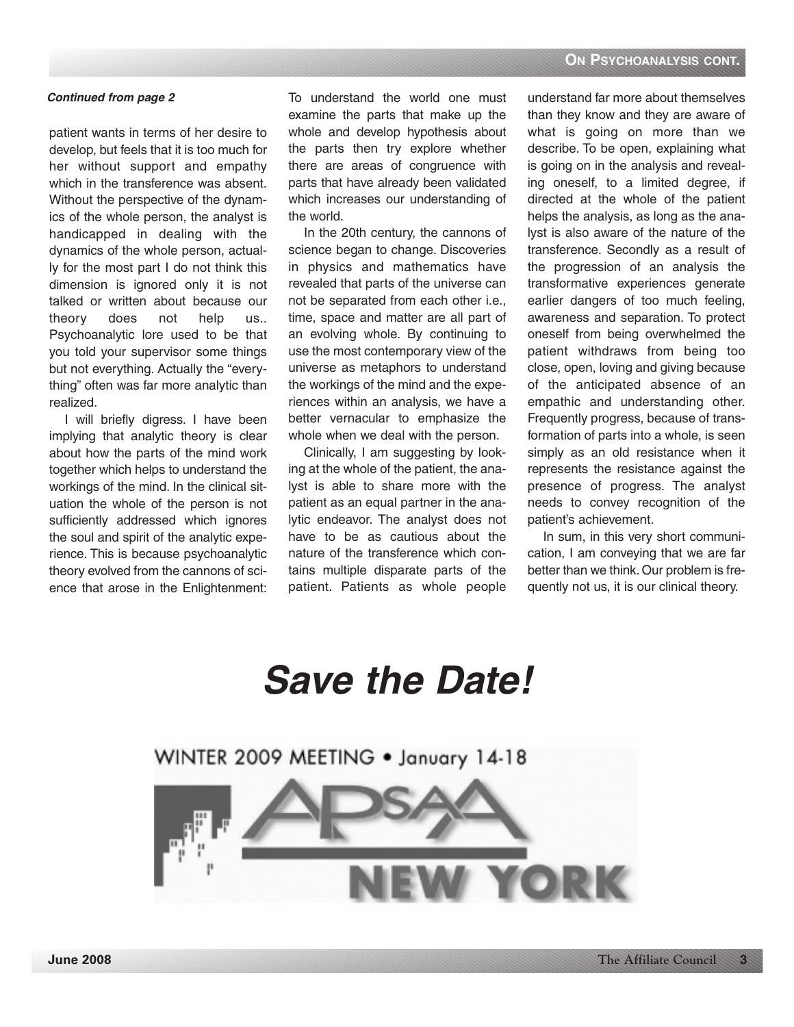*Continued from page 2*

patient wants in terms of her desire to develop, but feels that it is too much for her without support and empathy which in the transference was absent. Without the perspective of the dynamics of the whole person, the analyst is handicapped in dealing with the dynamics of the whole person, actually for the most part I do not think this dimension is ignored only it is not talked or written about because our theory does not help us.. Psychoanalytic lore used to be that you told your supervisor some things but not everything. Actually the "everything" often was far more analytic than realized.

I will briefly digress. I have been implying that analytic theory is clear about how the parts of the mind work together which helps to understand the workings of the mind. In the clinical situation the whole of the person is not sufficiently addressed which ignores the soul and spirit of the analytic experience. This is because psychoanalytic theory evolved from the cannons of science that arose in the Enlightenment: To understand the world one must examine the parts that make up the whole and develop hypothesis about the parts then try explore whether there are areas of congruence with parts that have already been validated which increases our understanding of the world.

In the 20th century, the cannons of science began to change. Discoveries in physics and mathematics have revealed that parts of the universe can not be separated from each other i.e., time, space and matter are all part of an evolving whole. By continuing to use the most contemporary view of the universe as metaphors to understand the workings of the mind and the experiences within an analysis, we have a better vernacular to emphasize the whole when we deal with the person.

Clinically, I am suggesting by looking at the whole of the patient, the analyst is able to share more with the patient as an equal partner in the analytic endeavor. The analyst does not have to be as cautious about the nature of the transference which contains multiple disparate parts of the patient. Patients as whole people understand far more about themselves than they know and they are aware of what is going on more than we describe. To be open, explaining what is going on in the analysis and revealing oneself, to a limited degree, if directed at the whole of the patient helps the analysis, as long as the analyst is also aware of the nature of the transference. Secondly as a result of the progression of an analysis the transformative experiences generate earlier dangers of too much feeling, awareness and separation. To protect oneself from being overwhelmed the patient withdraws from being too close, open, loving and giving because of the anticipated absence of an empathic and understanding other. Frequently progress, because of transformation of parts into a whole, is seen simply as an old resistance when it represents the resistance against the presence of progress. The analyst needs to convey recognition of the patient's achievement.

In sum, in this very short communication, I am conveying that we are far better than we think. Our problem is frequently not us, it is our clinical theory.

# *Save the Date!*

WINTER 2009 MEETING • January 14-18

APsaA NEW YORK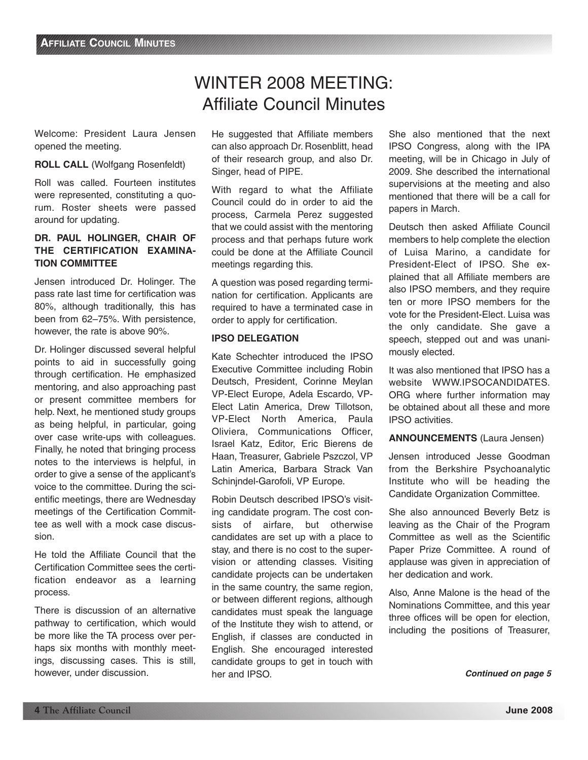# WINTER 2008 MEETING: Affiliate Council Minutes

Welcome: President Laura Jensen opened the meeting.

**ROLL CALL** (Wolfgang Rosenfeldt)

Roll was called. Fourteen institutes were represented, constituting a quorum. Roster sheets were passed around for updating.

**DR. PAUL HOLINGER, CHAIR OF THE CERTIFICATION EXAMINATION COMMITTEE**

Jensen introduced Dr. Holinger. The pass rate last time for certification was 80%, although traditionally, this has been from 62–75%. With persistence, however, the rate is above 90%.

Dr. Holinger discussed several helpful points to aid in successfully going through certification. He emphasized mentoring, and also approaching past or present committee members for help. Next, he mentioned study groups as being helpful, in particular, going over case write-ups with colleagues. Finally, he noted that bringing process notes to the interviews is helpful, in order to give a sense of the applicant's voice to the committee. During the scientific meetings, there are Wednesday meetings of the Certification Committee as well with a mock case discussion.

He told the Affiliate Council that the Certification Committee sees the certification endeavor as a learning process.

There is discussion of an alternative pathway to certification, which would be more like the TA process over perhaps six months with monthly meetings, discussing cases. This is still, however, under discussion.

He suggested that Affiliate members can also approach Dr. Rosenblitt, head of their research group, and also Dr. Singer, head of PIPE.

With regard to what the Affiliate Council could do in order to aid the process, Carmela Perez suggested that we could assist with the mentoring process and that perhaps future work could be done at the Affiliate Council meetings regarding this.

A question was posed regarding termination for certification. Applicants are required to have a terminated case in order to apply for certification.

**IPSO DELEGATION**

Kate Schechter introduced the IPSO Executive Committee including Robin Deutsch, President, Corinne Meylan VP-Elect Europe, Adela Escardo, VP-Elect Latin America, Drew Tillotson, VP-Elect North America, Paula Oliviera, Communications Officer, Israel Katz, Editor, Eric Bierens de Haan, Treasurer, Gabriele Pszczol, VP Latin America, Barbara Strack Van Schinjndel-Garofoli, VP Europe.

Robin Deutsch described IPSO's visiting candidate program. The cost consists of airfare, but otherwise candidates are set up with a place to stay, and there is no cost to the supervision or attending classes. Visiting candidate projects can be undertaken in the same country, the same region, or between different regions, although candidates must speak the language of the Institute they wish to attend, or English, if classes are conducted in English. She encouraged interested candidate groups to get in touch with her and IPSO.

She also mentioned that the next IPSO Congress, along with the IPA meeting, will be in Chicago in July of 2009. She described the international supervisions at the meeting and also mentioned that there will be a call for papers in March.

Deutsch then asked Affiliate Council members to help complete the election of Luisa Marino, a candidate for President-Elect of IPSO. She explained that all Affiliate members are also IPSO members, and they require ten or more IPSO members for the vote for the President-Elect. Luisa was the only candidate. She gave a speech, stepped out and was unanimously elected.

It was also mentioned that IPSO has a website WWW.IPSOCANDIDATES.ORG where further information may be obtained about all these and more IPSO activities.

**ANNOUNCEMENTS** (Laura Jensen)

Jensen introduced Jesse Goodman from the Berkshire Psychoanalytic Institute who will be heading the Candidate Organization Committee.

She also announced Beverly Betz is leaving as the Chair of the Program Committee as well as the Scientific Paper Prize Committee. A round of applause was given in appreciation of her dedication and work.

Also, Anne Malone is the head of the Nominations Committee, and this year three offices will be open for election, including the positions of Treasurer,

***Continued on page 5***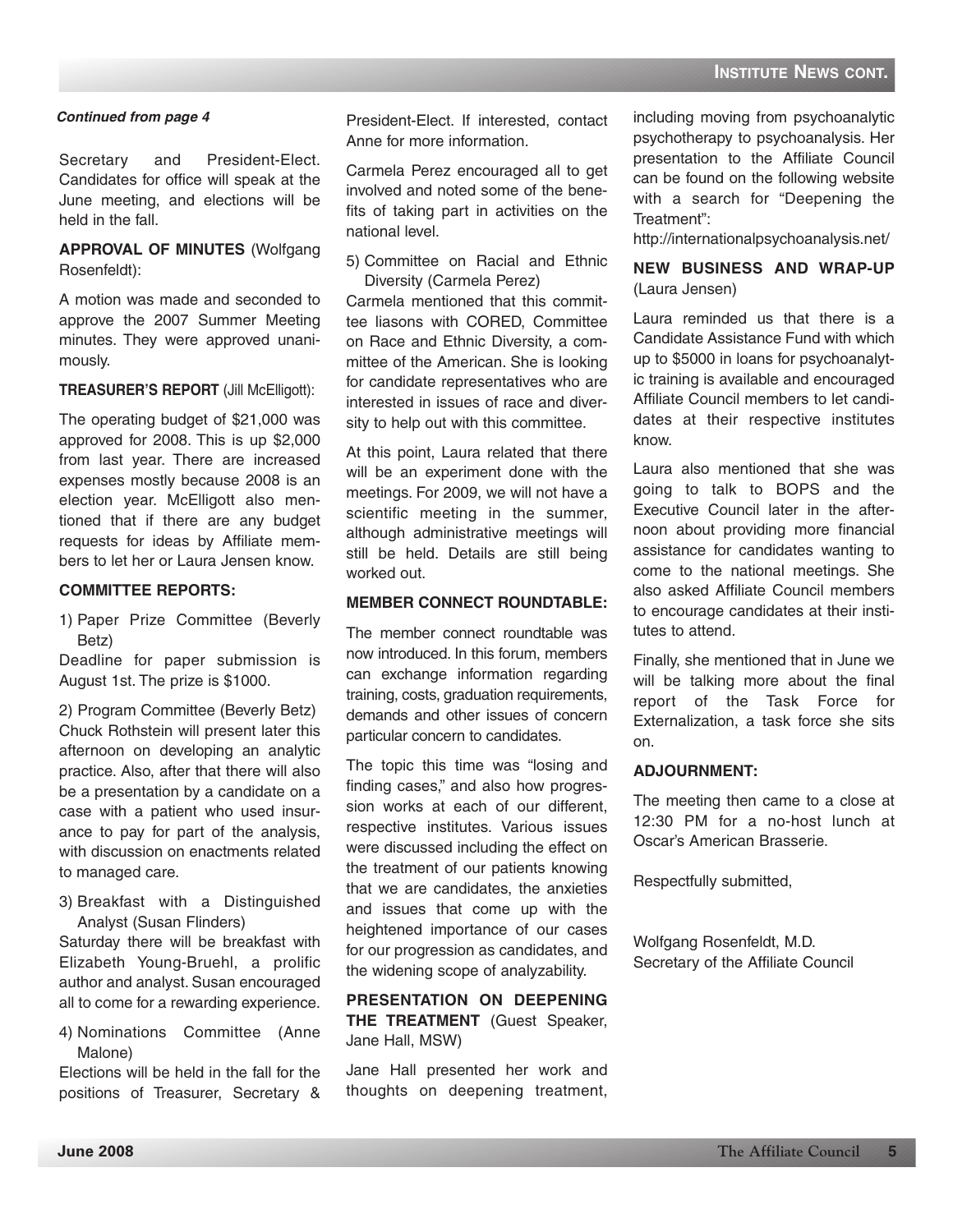*Continued from page 4*

Secretary and President-Elect. Candidates for office will speak at the June meeting, and elections will be held in the fall.

**APPROVAL OF MINUTES** (Wolfgang Rosenfeldt):

A motion was made and seconded to approve the 2007 Summer Meeting minutes. They were approved unanimously.

**TREASURER'S REPORT** (Jill McElligott):

The operating budget of $21,000 was approved for 2008. This is up $2,000 from last year. There are increased expenses mostly because 2008 is an election year. McElligott also mentioned that if there are any budget requests for ideas by Affiliate members to let her or Laura Jensen know.

**COMMITTEE REPORTS:**

1) Paper Prize Committee (Beverly Betz)

Deadline for paper submission is August 1st. The prize is $1000.

2) Program Committee (Beverly Betz)

Chuck Rothstein will present later this afternoon on developing an analytic practice. Also, after that there will also be a presentation by a candidate on a case with a patient who used insurance to pay for part of the analysis, with discussion on enactments related to managed care.

3) Breakfast with a Distinguished Analyst (Susan Flinders)

Saturday there will be breakfast with Elizabeth Young-Bruehl, a prolific author and analyst. Susan encouraged all to come for a rewarding experience.

4) Nominations Committee (Anne Malone)

Elections will be held in the fall for the positions of Treasurer, Secretary & President-Elect. If interested, contact Anne for more information.

Carmela Perez encouraged all to get involved and noted some of the benefits of taking part in activities on the national level.

5) Committee on Racial and Ethnic Diversity (Carmela Perez)

Carmela mentioned that this committee liasons with CORED, Committee on Race and Ethnic Diversity, a committee of the American. She is looking for candidate representatives who are interested in issues of race and diversity to help out with this committee.

At this point, Laura related that there will be an experiment done with the meetings. For 2009, we will not have a scientific meeting in the summer, although administrative meetings will still be held. Details are still being worked out.

**MEMBER CONNECT ROUNDTABLE:**

The member connect roundtable was now introduced. In this forum, members can exchange information regarding training, costs, graduation requirements, demands and other issues of concern particular concern to candidates.

The topic this time was "losing and finding cases," and also how progression works at each of our different, respective institutes. Various issues were discussed including the effect on the treatment of our patients knowing that we are candidates, the anxieties and issues that come up with the heightened importance of our cases for our progression as candidates, and the widening scope of analyzability.

**PRESENTATION ON DEEPENING THE TREATMENT** (Guest Speaker, Jane Hall, MSW)

Jane Hall presented her work and thoughts on deepening treatment, including moving from psychoanalytic psychotherapy to psychoanalysis. Her presentation to the Affiliate Council can be found on the following website with a search for "Deepening the Treatment":

http://internationalpsychoanalysis.net/

**NEW BUSINESS AND WRAP-UP** (Laura Jensen)

Laura reminded us that there is a Candidate Assistance Fund with which up to $5000 in loans for psychoanalytic training is available and encouraged Affiliate Council members to let candidates at their respective institutes know.

Laura also mentioned that she was going to talk to BOPS and the Executive Council later in the afternoon about providing more financial assistance for candidates wanting to come to the national meetings. She also asked Affiliate Council members to encourage candidates at their institutes to attend.

Finally, she mentioned that in June we will be talking more about the final report of the Task Force for Externalization, a task force she sits on.

**ADJOURNMENT:**

The meeting then came to a close at 12:30 PM for a no-host lunch at Oscar's American Brasserie.

Respectfully submitted,

Wolfgang Rosenfeldt, M.D.
Secretary of the Affiliate Council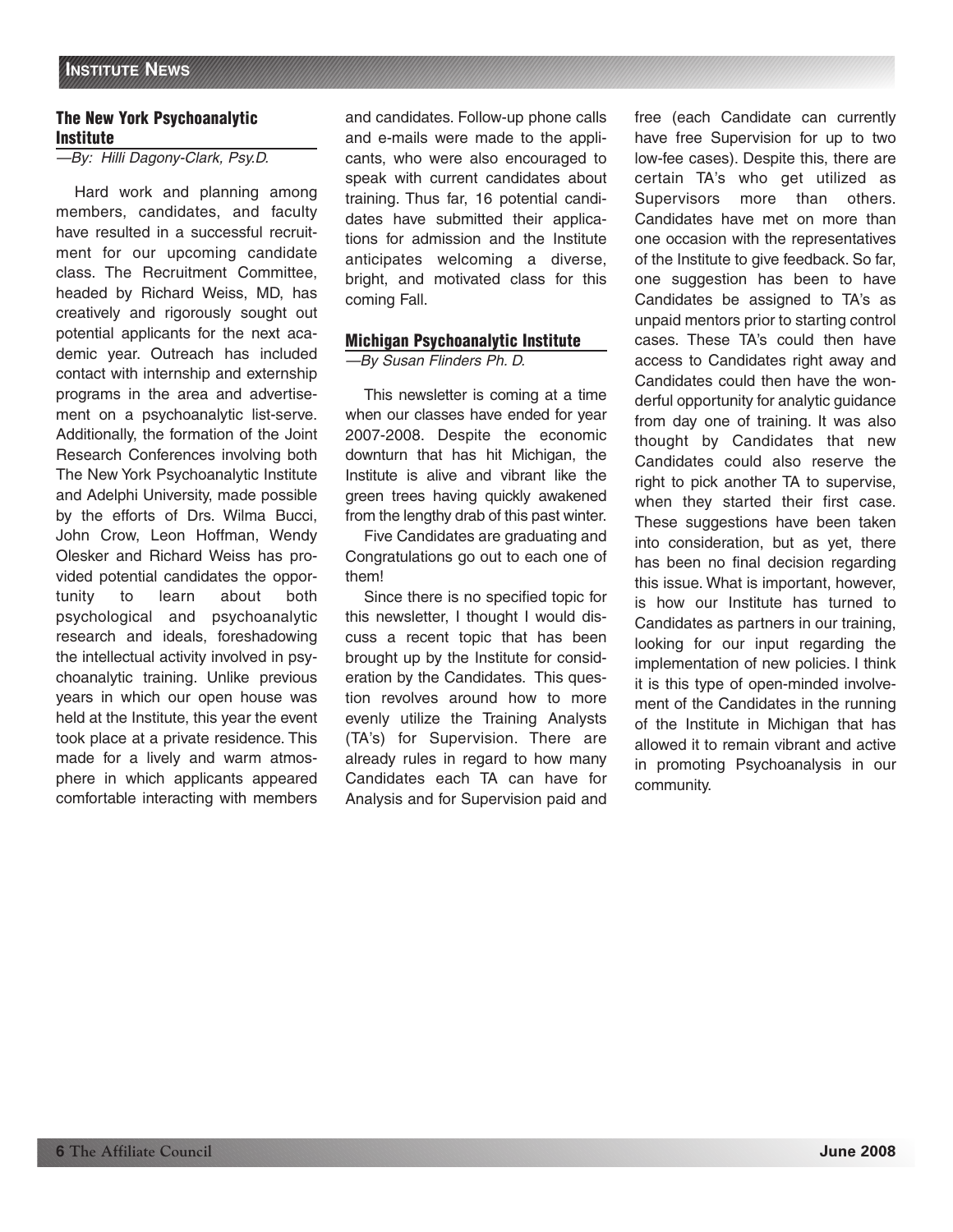## The New York Psychoanalytic Institute

*—By: Hilli Dagony-Clark, Psy.D.*

Hard work and planning among members, candidates, and faculty have resulted in a successful recruitment for our upcoming candidate class. The Recruitment Committee, headed by Richard Weiss, MD, has creatively and rigorously sought out potential applicants for the next academic year. Outreach has included contact with internship and externship programs in the area and advertisement on a psychoanalytic list-serve. Additionally, the formation of the Joint Research Conferences involving both The New York Psychoanalytic Institute and Adelphi University, made possible by the efforts of Drs. Wilma Bucci, John Crow, Leon Hoffman, Wendy Olesker and Richard Weiss has provided potential candidates the opportunity to learn about both psychological and psychoanalytic research and ideals, foreshadowing the intellectual activity involved in psychoanalytic training. Unlike previous years in which our open house was held at the Institute, this year the event took place at a private residence. This made for a lively and warm atmosphere in which applicants appeared comfortable interacting with members and candidates. Follow-up phone calls and e-mails were made to the applicants, who were also encouraged to speak with current candidates about training. Thus far, 16 potential candidates have submitted their applications for admission and the Institute anticipates welcoming a diverse, bright, and motivated class for this coming Fall.

## Michigan Psychoanalytic Institute

*—By Susan Flinders Ph. D.*

This newsletter is coming at a time when our classes have ended for year 2007-2008. Despite the economic downturn that has hit Michigan, the Institute is alive and vibrant like the green trees having quickly awakened from the lengthy drab of this past winter.

Five Candidates are graduating and Congratulations go out to each one of them!

Since there is no specified topic for this newsletter, I thought I would discuss a recent topic that has been brought up by the Institute for consideration by the Candidates. This question revolves around how to more evenly utilize the Training Analysts (TA's) for Supervision. There are already rules in regard to how many Candidates each TA can have for Analysis and for Supervision paid and free (each Candidate can currently have free Supervision for up to two low-fee cases). Despite this, there are certain TA's who get utilized as Supervisors more than others. Candidates have met on more than one occasion with the representatives of the Institute to give feedback. So far, one suggestion has been to have Candidates be assigned to TA's as unpaid mentors prior to starting control cases. These TA's could then have access to Candidates right away and Candidates could then have the wonderful opportunity for analytic guidance from day one of training. It was also thought by Candidates that new Candidates could also reserve the right to pick another TA to supervise, when they started their first case. These suggestions have been taken into consideration, but as yet, there has been no final decision regarding this issue. What is important, however, is how our Institute has turned to Candidates as partners in our training, looking for our input regarding the implementation of new policies. I think it is this type of open-minded involvement of the Candidates in the running of the Institute in Michigan that has allowed it to remain vibrant and active in promoting Psychoanalysis in our community.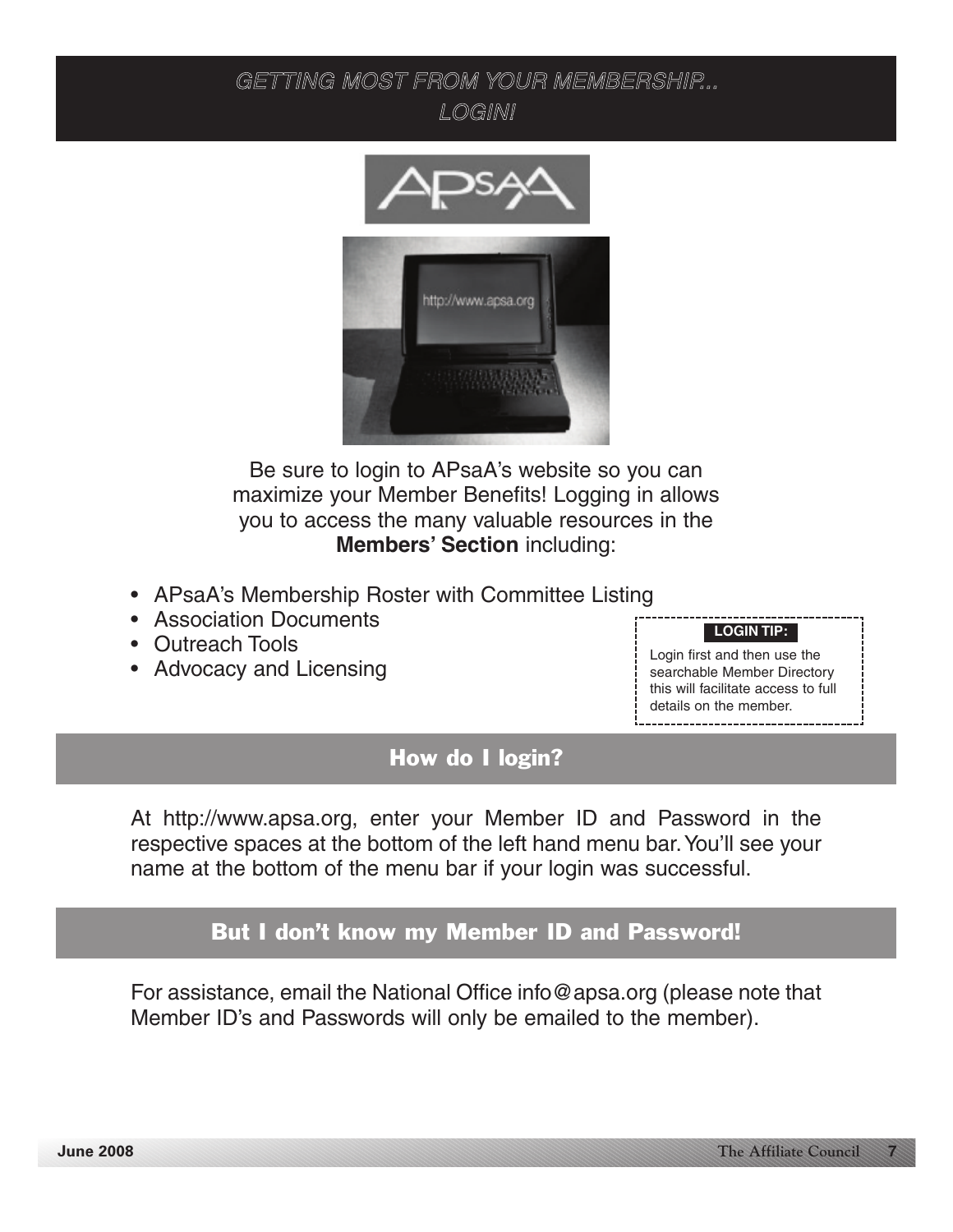# GETTING MOST FROM YOUR MEMBERSHIP... LOGIN!

Be sure to login to APsaA's website so you can maximize your Member Benefits! Logging in allows you to access the many valuable resources in the **Members' Section** including:

- APsaA's Membership Roster with Committee Listing
- Association Documents
- Outreach Tools
- Advocacy and Licensing

**LOGIN TIP:**

Login first and then use the searchable Member Directory this will facilitate access to full details on the member.

## How do I login?

At http://www.apsa.org, enter your Member ID and Password in the respective spaces at the bottom of the left hand menu bar. You'll see your name at the bottom of the menu bar if your login was successful.

## But I don't know my Member ID and Password!

For assistance, email the National Office info@apsa.org (please note that Member ID's and Passwords will only be emailed to the member).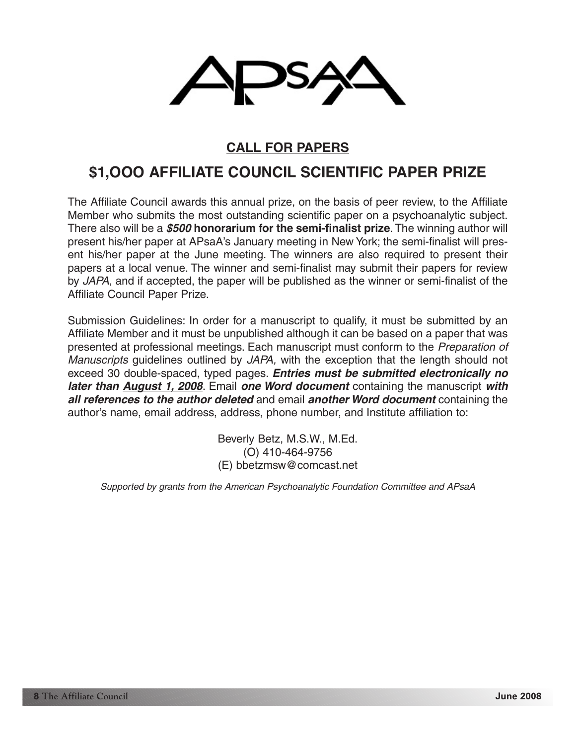APsaA

## CALL FOR PAPERS

# $1,OOO AFFILIATE COUNCIL SCIENTIFIC PAPER PRIZE

The Affiliate Council awards this annual prize, on the basis of peer review, to the Affiliate Member who submits the most outstanding scientific paper on a psychoanalytic subject. There also will be a ***$500*** **honorarium for the semi-finalist prize**. The winning author will present his/her paper at APsaA's January meeting in New York; the semi-finalist will present his/her paper at the June meeting. The winners are also required to present their papers at a local venue. The winner and semi-finalist may submit their papers for review by *JAPA*, and if accepted, the paper will be published as the winner or semi-finalist of the Affiliate Council Paper Prize.

Submission Guidelines: In order for a manuscript to qualify, it must be submitted by an Affiliate Member and it must be unpublished although it can be based on a paper that was presented at professional meetings. Each manuscript must conform to the *Preparation of Manuscripts* guidelines outlined by *JAPA,* with the exception that the length should not exceed 30 double-spaced, typed pages. ***Entries must be submitted electronically no later than August 1, 2008***. Email ***one Word document*** containing the manuscript ***with all references to the author deleted*** and email ***another Word document*** containing the author's name, email address, address, phone number, and Institute affiliation to:

Beverly Betz, M.S.W., M.Ed.
(O) 410-464-9756
(E) bbetzmsw@comcast.net

*Supported by grants from the American Psychoanalytic Foundation Committee and APsaA*